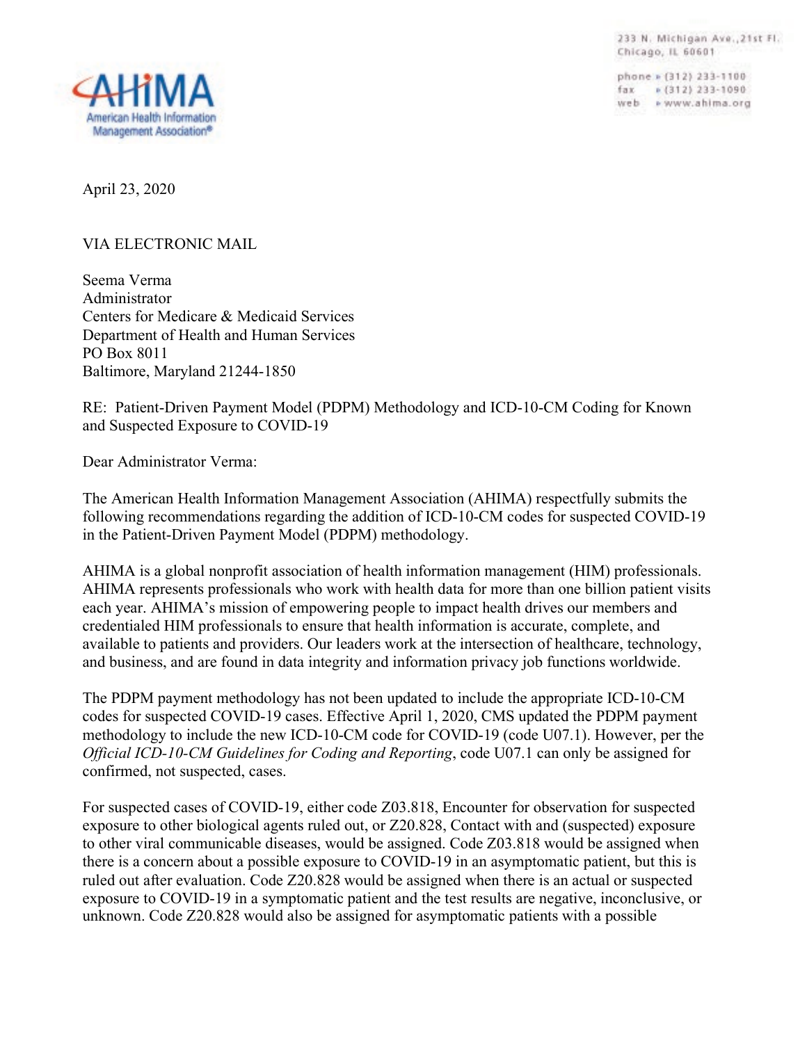AHIMA

American Health Information Management Association®

233 N. Michigan Ave., 21st Fl.
Chicago, IL 60601

phone » (312) 233-1100
fax » (312) 233-1090
web » www.ahima.org

April 23, 2020

VIA ELECTRONIC MAIL

Seema Verma
Administrator
Centers for Medicare & Medicaid Services
Department of Health and Human Services
PO Box 8011
Baltimore, Maryland 21244-1850

RE: Patient-Driven Payment Model (PDPM) Methodology and ICD-10-CM Coding for Known and Suspected Exposure to COVID-19

Dear Administrator Verma:

The American Health Information Management Association (AHIMA) respectfully submits the following recommendations regarding the addition of ICD-10-CM codes for suspected COVID-19 in the Patient-Driven Payment Model (PDPM) methodology.

AHIMA is a global nonprofit association of health information management (HIM) professionals. AHIMA represents professionals who work with health data for more than one billion patient visits each year. AHIMA's mission of empowering people to impact health drives our members and credentialed HIM professionals to ensure that health information is accurate, complete, and available to patients and providers. Our leaders work at the intersection of healthcare, technology, and business, and are found in data integrity and information privacy job functions worldwide.

The PDPM payment methodology has not been updated to include the appropriate ICD-10-CM codes for suspected COVID-19 cases. Effective April 1, 2020, CMS updated the PDPM payment methodology to include the new ICD-10-CM code for COVID-19 (code U07.1). However, per the *Official ICD-10-CM Guidelines for Coding and Reporting*, code U07.1 can only be assigned for confirmed, not suspected, cases.

For suspected cases of COVID-19, either code Z03.818, Encounter for observation for suspected exposure to other biological agents ruled out, or Z20.828, Contact with and (suspected) exposure to other viral communicable diseases, would be assigned. Code Z03.818 would be assigned when there is a concern about a possible exposure to COVID-19 in an asymptomatic patient, but this is ruled out after evaluation. Code Z20.828 would be assigned when there is an actual or suspected exposure to COVID-19 in a symptomatic patient and the test results are negative, inconclusive, or unknown. Code Z20.828 would also be assigned for asymptomatic patients with a possible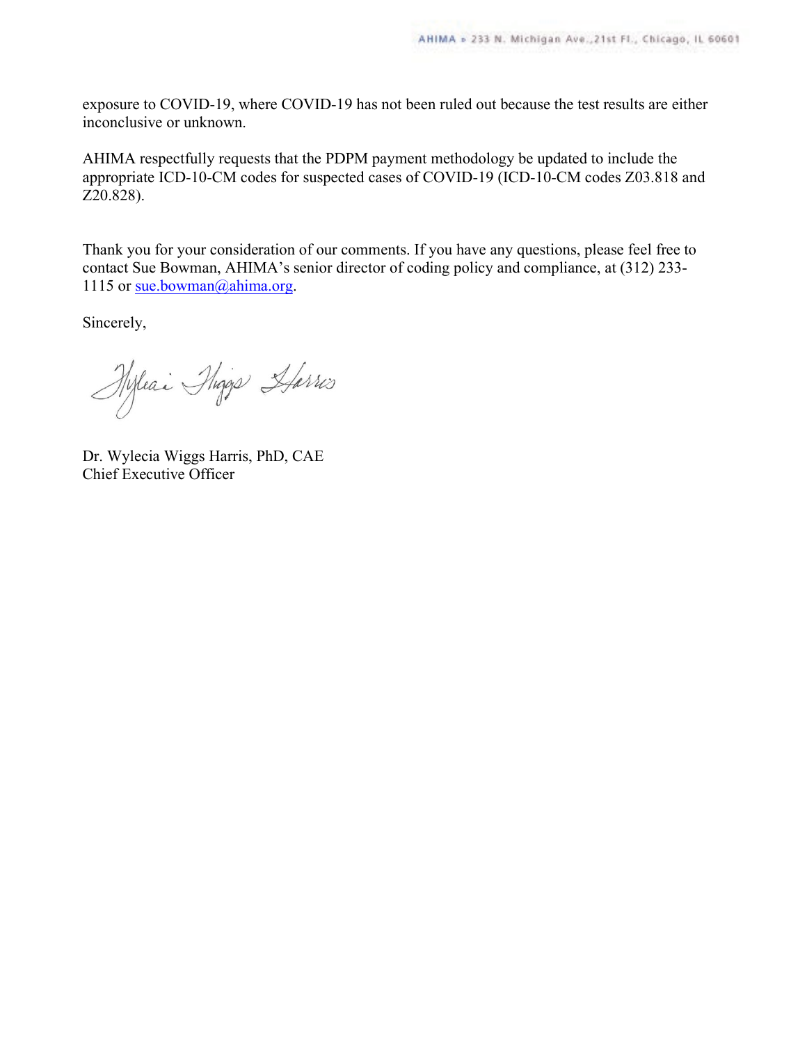exposure to COVID-19, where COVID-19 has not been ruled out because the test results are either inconclusive or unknown.

AHIMA respectfully requests that the PDPM payment methodology be updated to include the appropriate ICD-10-CM codes for suspected cases of COVID-19 (ICD-10-CM codes Z03.818 and Z20.828).

Thank you for your consideration of our comments. If you have any questions, please feel free to contact Sue Bowman, AHIMA's senior director of coding policy and compliance, at (312) 233-1115 or sue.bowman@ahima.org.

Sincerely,

Dr. Wylecia Wiggs Harris, PhD, CAE
Chief Executive Officer